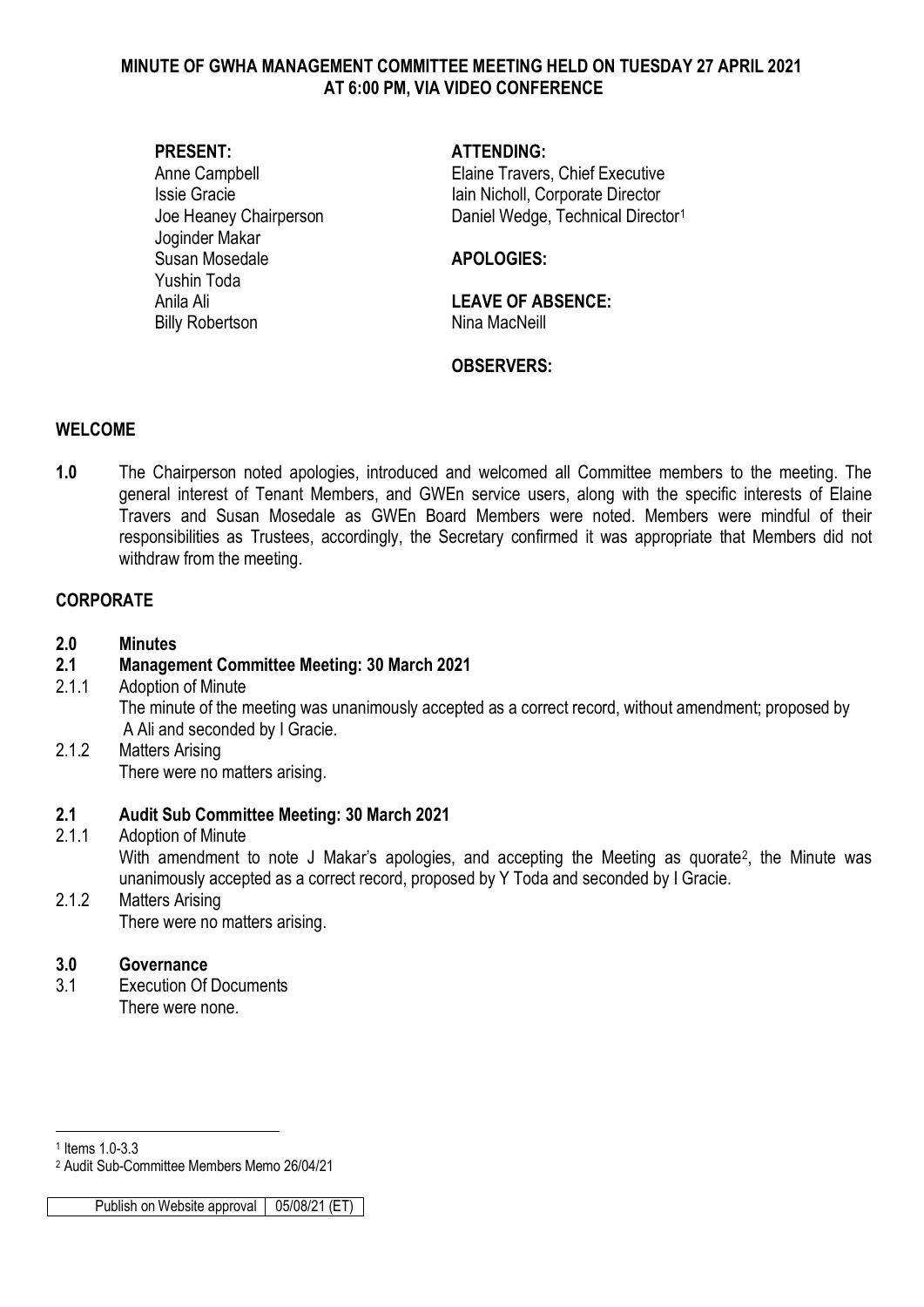# MINUTE OF GWHA MANAGEMENT COMMITTEE MEETING HELD ON TUESDAY 27 APRIL 2021 AT 6:00 PM, VIA VIDEO CONFERENCE

**PRESENT:**
Anne Campbell
Issie Gracie
Joe Heaney Chairperson
Joginder Makar
Susan Mosedale
Yushin Toda
Anila Ali
Billy Robertson

**ATTENDING:**
Elaine Travers, Chief Executive
Iain Nicholl, Corporate Director
Daniel Wedge, Technical Director[1]

**APOLOGIES:**

**LEAVE OF ABSENCE:**
Nina MacNeill

**OBSERVERS:**

## WELCOME

**1.0** The Chairperson noted apologies, introduced and welcomed all Committee members to the meeting. The general interest of Tenant Members, and GWEn service users, along with the specific interests of Elaine Travers and Susan Mosedale as GWEn Board Members were noted. Members were mindful of their responsibilities as Trustees, accordingly, the Secretary confirmed it was appropriate that Members did not withdraw from the meeting.

## CORPORATE

**2.0 Minutes**

**2.1 Management Committee Meeting: 30 March 2021**

2.1.1 Adoption of Minute
The minute of the meeting was unanimously accepted as a correct record, without amendment; proposed by A Ali and seconded by I Gracie.

2.1.2 Matters Arising
There were no matters arising.

**2.1 Audit Sub Committee Meeting: 30 March 2021**

2.1.1 Adoption of Minute
With amendment to note J Makar's apologies, and accepting the Meeting as quorate[2], the Minute was unanimously accepted as a correct record, proposed by Y Toda and seconded I Gracie.

2.1.2 Matters Arising
There were no matters arising.

**3.0 Governance**

3.1 Execution Of Documents
There were none.

---

[1] Items 1.0-3.3
[2] Audit Sub-Committee Members Memo 26/04/21

| Publish on Website approval | 05/08/21 (ET) |
|---|---|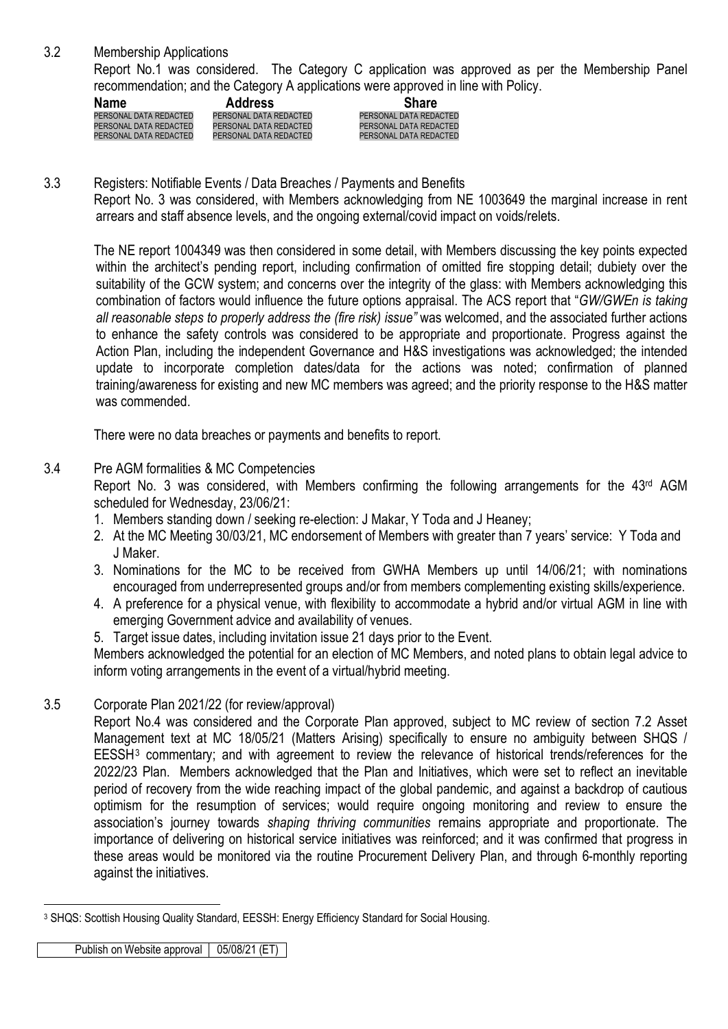3.2 Membership Applications

Report No.1 was considered. The Category C application was approved as per the Membership Panel recommendation; and the Category A applications were approved in line with Policy.

| Name | Address | Share |
|---|---|---|
| PERSONAL DATA REDACTED | PERSONAL DATA REDACTED | PERSONAL DATA REDACTED |
| PERSONAL DATA REDACTED | PERSONAL DATA REDACTED | PERSONAL DATA REDACTED |
| PERSONAL DATA REDACTED | PERSONAL DATA REDACTED | PERSONAL DATA REDACTED |

3.3 Registers: Notifiable Events / Data Breaches / Payments and Benefits

Report No. 3 was considered, with Members acknowledging from NE 1003649 the marginal increase in rent arrears and staff absence levels, and the ongoing external/covid impact on voids/relets.

The NE report 1004349 was then considered in some detail, with Members discussing the key points expected within the architect's pending report, including confirmation of omitted fire stopping detail; dubiety over the suitability of the GCW system; and concerns over the integrity of the glass: with Members acknowledging this combination of factors would influence the future options appraisal. The ACS report that "*GW/GWEn is taking all reasonable steps to properly address the (fire risk) issue"* was welcomed, and the associated further actions to enhance the safety controls was considered to be appropriate and proportionate. Progress against the Action Plan, including the independent Governance and H&S investigations was acknowledged; the intended update to incorporate completion dates/data for the actions was noted; confirmation of planned training/awareness for existing and new MC members was agreed; and the priority response to the H&S matter was commended.

There were no data breaches or payments and benefits to report.

3.4 Pre AGM formalities & MC Competencies

Report No. 3 was considered, with Members confirming the following arrangements for the 43rd AGM scheduled for Wednesday, 23/06/21:

1. Members standing down / seeking re-election: J Makar, Y Toda and J Heaney;
2. At the MC Meeting 30/03/21, MC endorsement of Members with greater than 7 years' service: Y Toda and J Maker.
3. Nominations for the MC to be received from GWHA Members up until 14/06/21; with nominations encouraged from underrepresented groups and/or from members complementing existing skills/experience.
4. A preference for a physical venue, with flexibility to accommodate a hybrid and/or virtual AGM in line with emerging Government advice and availability of venues.
5. Target issue dates, including invitation issue 21 days prior to the Event.

Members acknowledged the potential for an election of MC Members, and noted plans to obtain legal advice to inform voting arrangements in the event of a virtual/hybrid meeting.

3.5 Corporate Plan 2021/22 (for review/approval)

Report No.4 was considered and the Corporate Plan approved, subject to MC review of section 7.2 Asset Management text at MC 18/05/21 (Matters Arising) specifically to ensure no ambiguity between SHQS / EESSH[3] commentary; and with agreement to review the relevance of historical trends/references for the 2022/23 Plan. Members acknowledged that the Plan and Initiatives, which were set to reflect an inevitable period of recovery from the wide reaching impact of the global pandemic, and against a backdrop of cautious optimism for the resumption of services; would require ongoing monitoring and review to ensure the association's journey towards *shaping thriving communities* remains appropriate and proportionate. The importance of delivering on historical service initiatives was reinforced; and it was confirmed that progress in these areas would be monitored via the routine Procurement Delivery Plan, and through 6-monthly reporting against the initiatives.

[3] SHQS: Scottish Housing Quality Standard, EESSH: Energy Efficiency Standard for Social Housing.

| Publish on Website approval | 05/08/21 (ET) |
|---|---|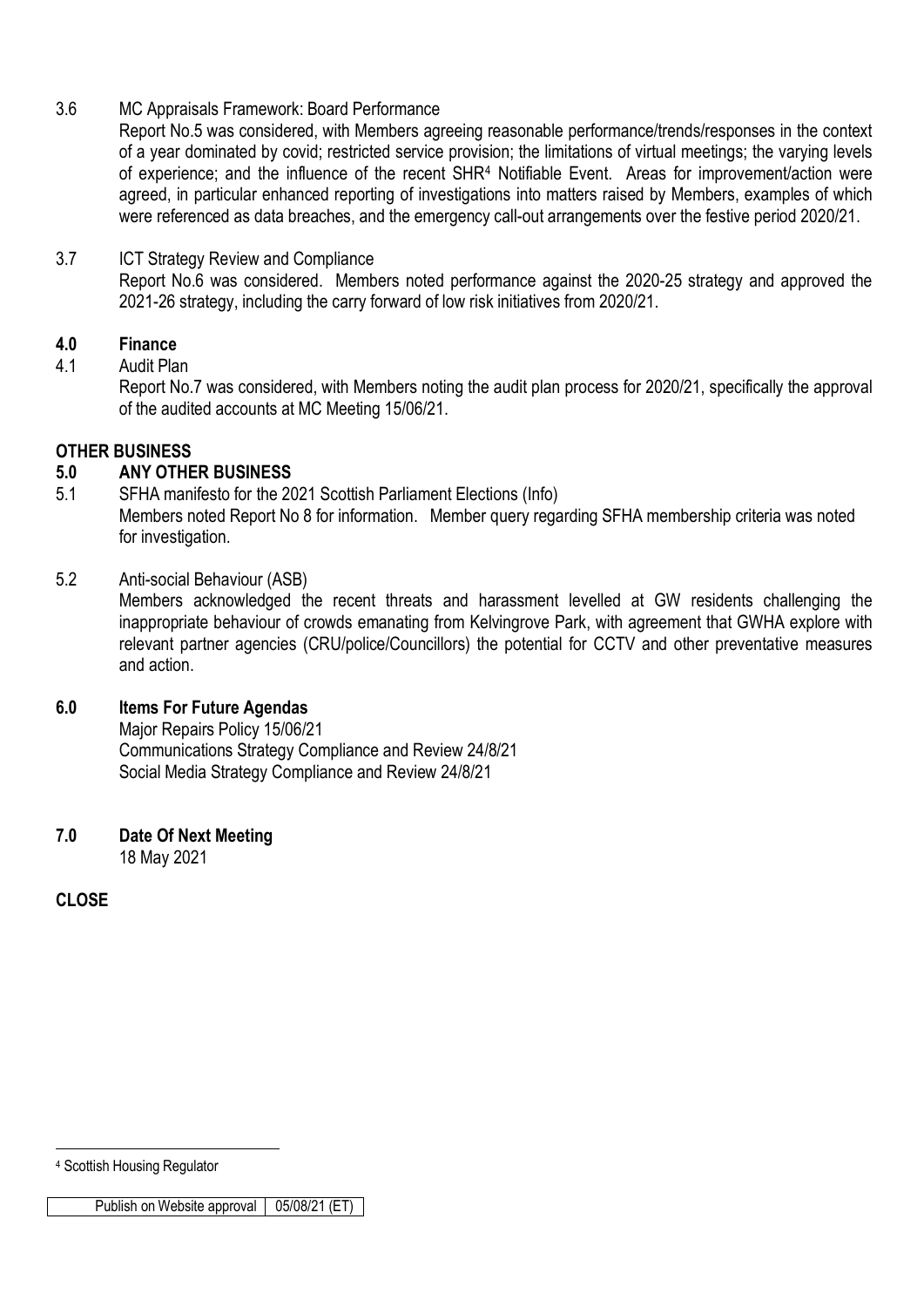3.6 MC Appraisals Framework: Board Performance

Report No.5 was considered, with Members agreeing reasonable performance/trends/responses in the context of a year dominated by covid; restricted service provision; the limitations of virtual meetings; the varying levels of experience; and the influence of the recent SHR[4] Notifiable Event. Areas for improvement/action were agreed, in particular enhanced reporting of investigations into matters raised by Members, examples of which were referenced as data breaches, and the emergency call-out arrangements over the festive period 2020/21.

3.7 ICT Strategy Review and Compliance

Report No.6 was considered. Members noted performance against the 2020-25 strategy and approved the 2021-26 strategy, including the carry forward of low risk initiatives from 2020/21.

## 4.0 Finance

4.1 Audit Plan

Report No.7 was considered, with Members noting the audit plan process for 2020/21, specifically the approval of the audited accounts at MC Meeting 15/06/21.

## OTHER BUSINESS

## 5.0 ANY OTHER BUSINESS

5.1 SFHA manifesto for the 2021 Scottish Parliament Elections (Info)

Members noted Report No 8 for information. Member query regarding SFHA membership criteria was noted for investigation.

5.2 Anti-social Behaviour (ASB)

Members acknowledged the recent threats and harassment levelled at GW residents challenging the inappropriate behaviour of crowds emanating from Kelvingrove Park, with agreement that GWHA explore with relevant partner agencies (CRU/police/Councillors) the potential for CCTV and other preventative measures and action.

## 6.0 Items For Future Agendas

Major Repairs Policy 15/06/21
Communications Strategy Compliance and Review 24/8/21
Social Media Strategy Compliance and Review 24/8/21

## 7.0 Date Of Next Meeting

18 May 2021

**CLOSE**

---

[4] Scottish Housing Regulator

| Publish on Website approval | 05/08/21 (ET) |
|---|---|